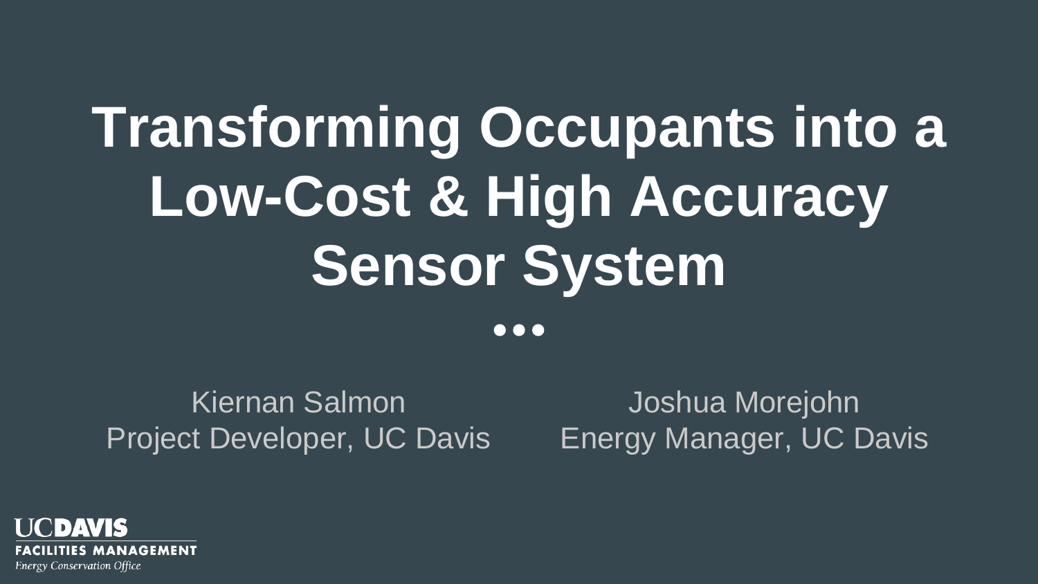# Transforming Occupants into a Low-Cost & High Accuracy Sensor System

Kiernan Salmon
Project Developer, UC Davis

Joshua Morejohn
Energy Manager, UC Davis

UCDAVIS
FACILITIES MANAGEMENT
Energy Conservation Office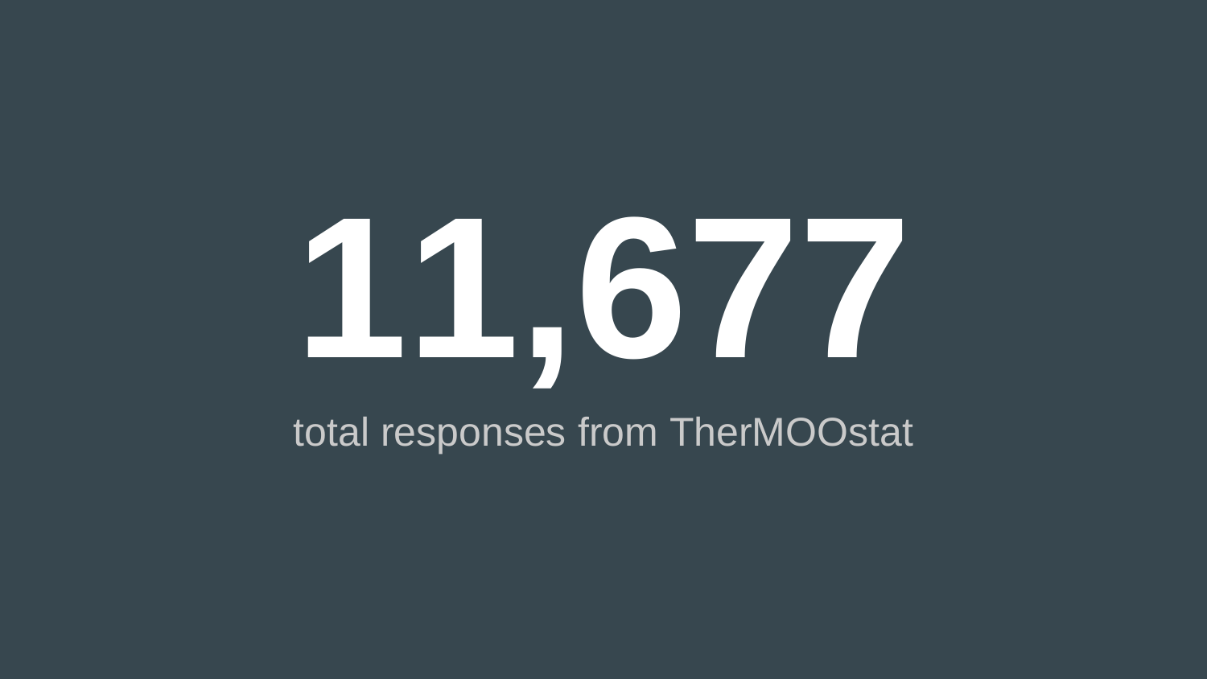# 11,677

total responses from TherMOOstat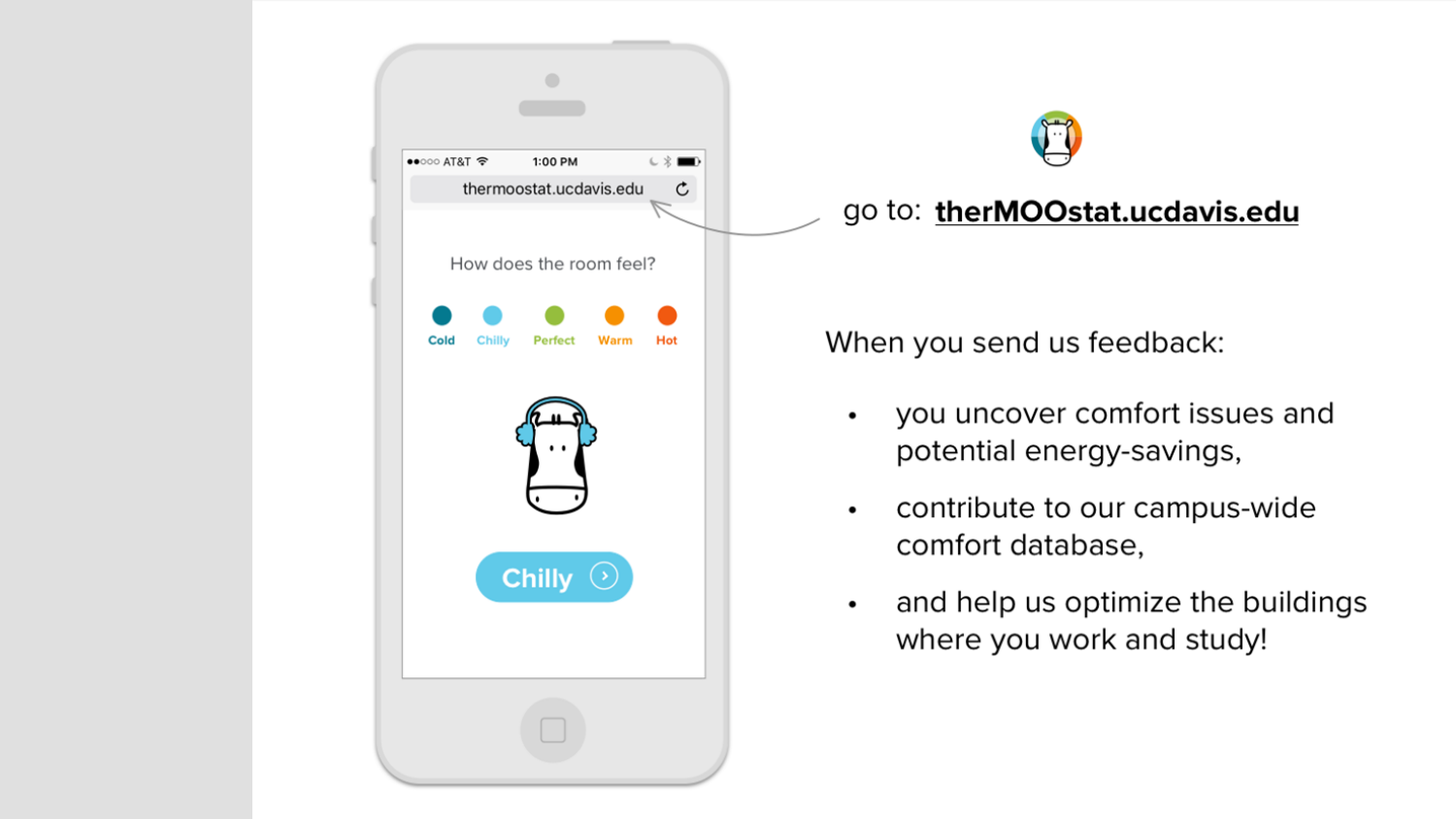go to: **therMOOstat.ucdavis.edu**

When you send us feedback:

- you uncover comfort issues and potential energy-savings,
- contribute to our campus-wide comfort database,
- and help us optimize the buildings where you work and study!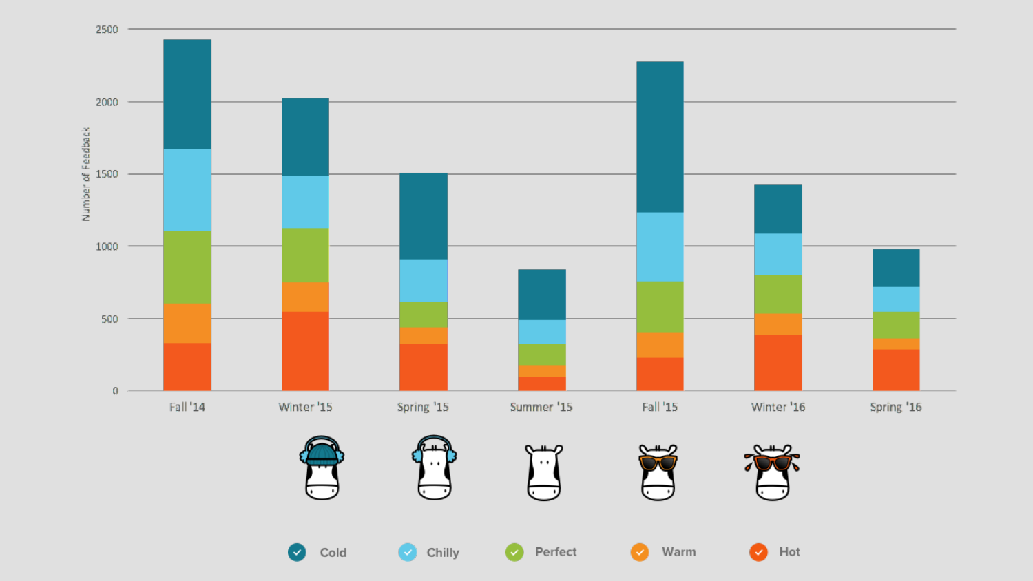Number of Feedback

2500

2000

1500

1000

500

0

Fall '14 | Winter '15 | Spring '15 | Summer '15 | Fall '15 | Winter '16 | Spring '16

Cold | Chilly | Perfect | Warm | Hot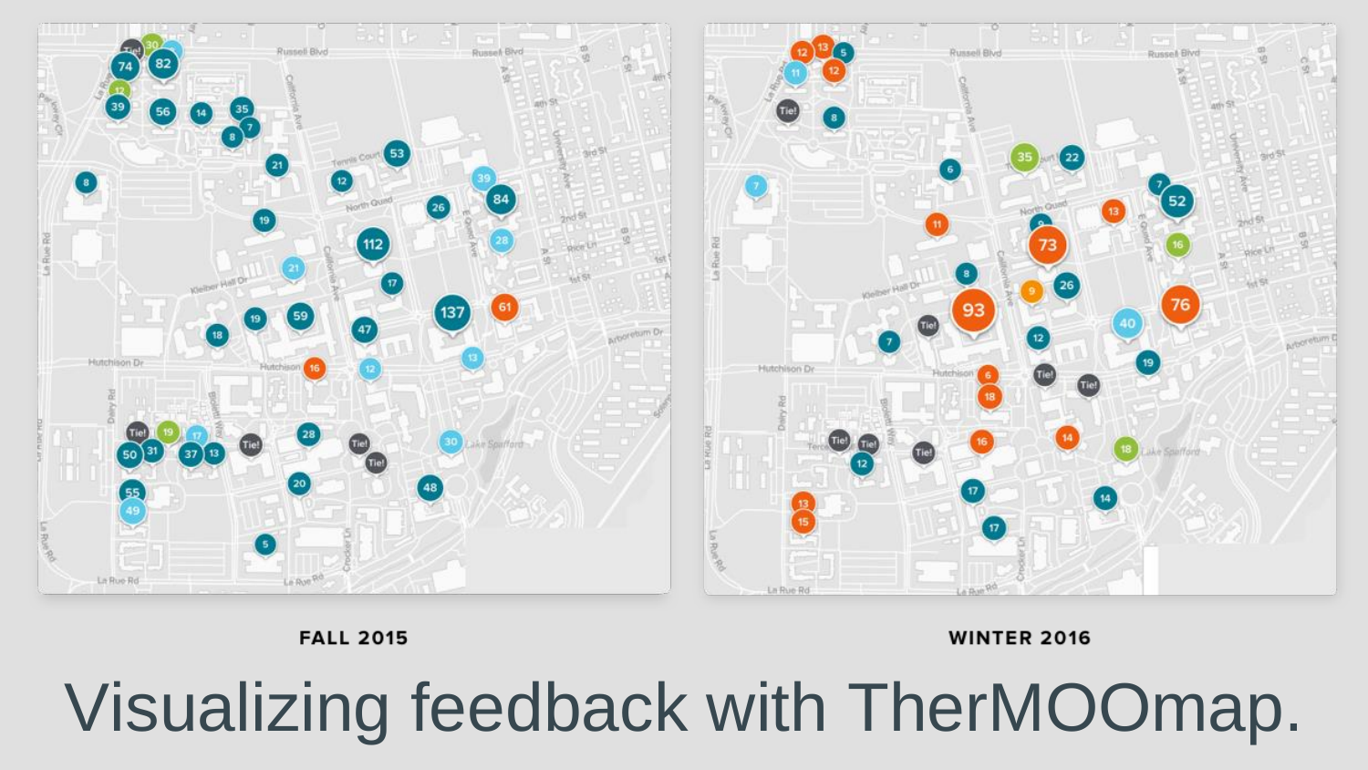FALL 2015

WINTER 2016

# Visualizing feedback with TherMOOmap.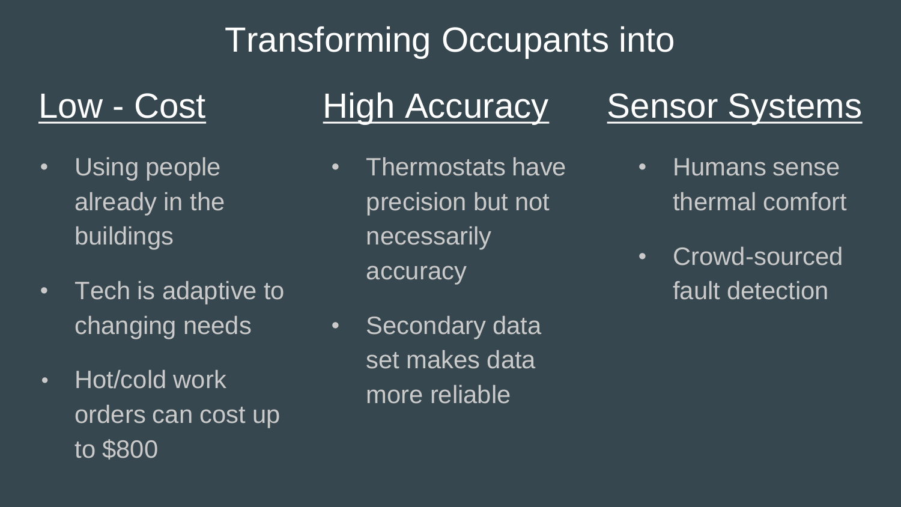# Transforming Occupants into

## Low - Cost

- Using people already in the buildings
- Tech is adaptive to changing needs
- Hot/cold work orders can cost up to $800

## High Accuracy

- Thermostats have precision but not necessarily accuracy
- Secondary data set makes data more reliable

## Sensor Systems

- Humans sense thermal comfort
- Crowd-sourced fault detection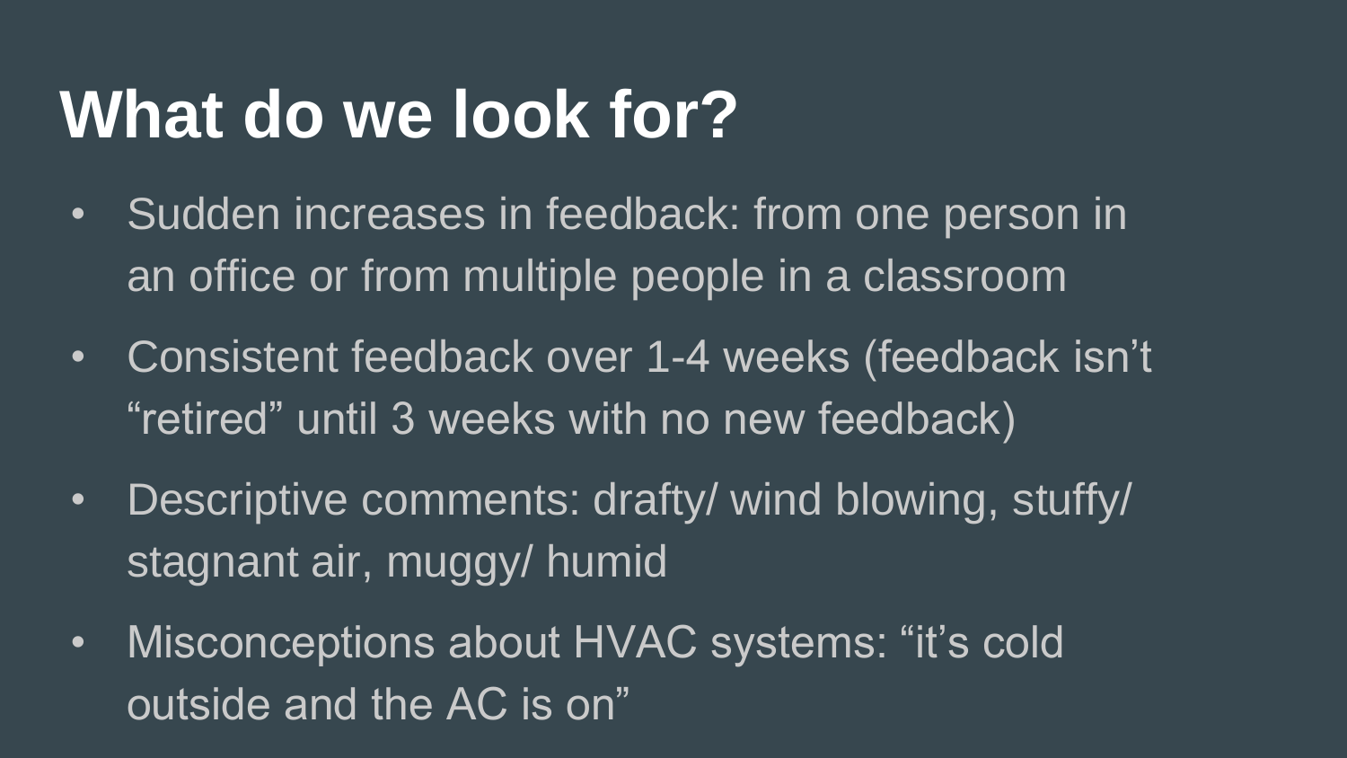# What do we look for?

- Sudden increases in feedback: from one person in an office or from multiple people in a classroom
- Consistent feedback over 1-4 weeks (feedback isn’t “retired” until 3 weeks with no new feedback)
- Descriptive comments: drafty/ wind blowing, stuffy/ stagnant air, muggy/ humid
- Misconceptions about HVAC systems: “it’s cold outside and the AC is on”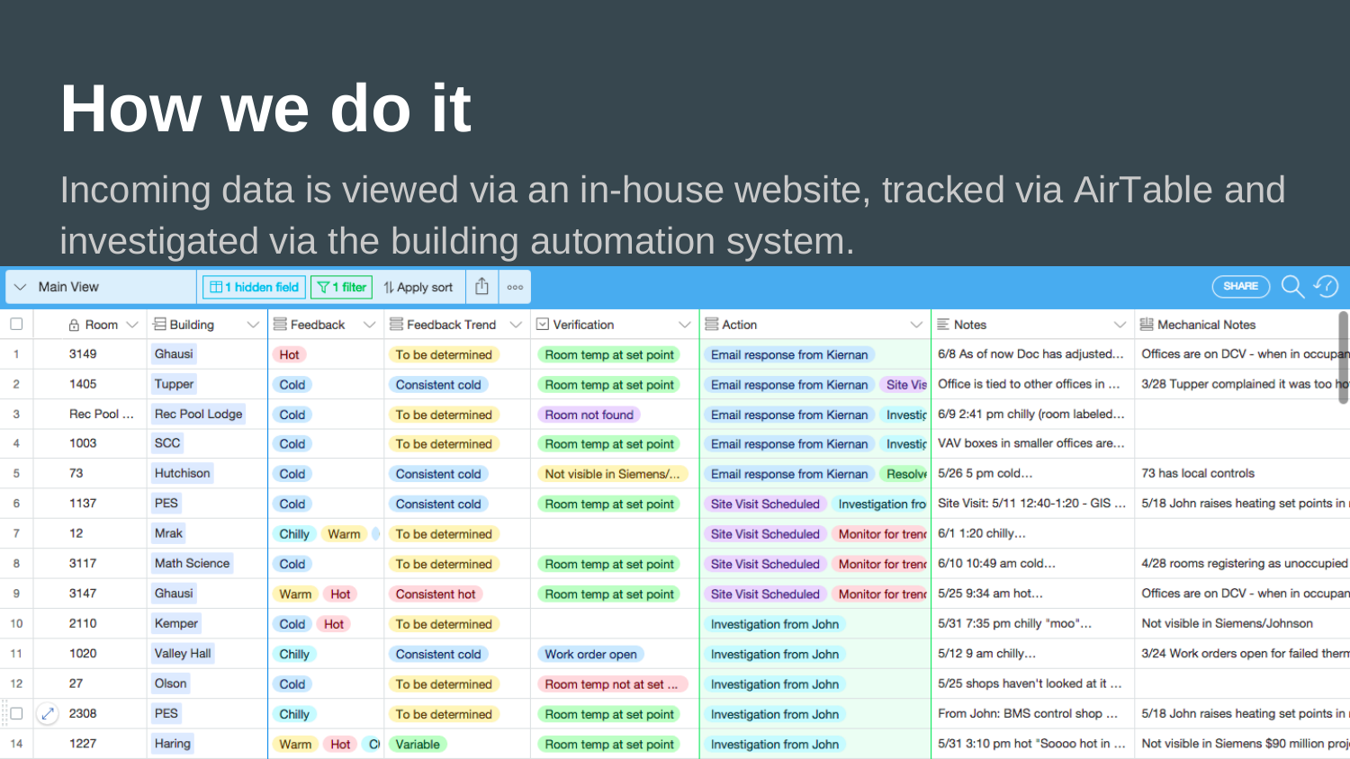# How we do it

Incoming data is viewed via an in-house website, tracked via AirTable and investigated via the building automation system.

Main View | 1 hidden field | 1 filter | Apply sort | SHARE

| | Room | Building | Feedback | Feedback Trend | Verification | Action | Notes | Mechanical Notes |
|---|---|---|---|---|---|---|---|---|
| 1 | 3149 | Ghausi | Hot | To be determined | Room temp at set point | Email response from Kiernan | 6/8 As of now Doc has adjusted... | Offices are on DCV - when in occupan |
| 2 | 1405 | Tupper | Cold | Consistent cold | Room temp at set point | Email response from Kiernan, Site Vis | Office is tied to other offices in ... | 3/28 Tupper complained it was too ho |
| 3 | Rec Pool ... | Rec Pool Lodge | Cold | To be determined | Room not found | Email response from Kiernan, Investig | 6/9 2:41 pm chilly (room labeled... | |
| 4 | 1003 | SCC | Cold | To be determined | Room temp at set point | Email response from Kiernan, Investig | VAV boxes in smaller offices are... | |
| 5 | 73 | Hutchison | Cold | Consistent cold | Not visible in Siemens/... | Email response from Kiernan, Resolve | 5/26 5 pm cold... | 73 has local controls |
| 6 | 1137 | PES | Cold | Consistent cold | Room temp at set point | Site Visit Scheduled, Investigation fro | Site Visit: 5/11 12:40-1:20 - GIS ... | 5/18 John raises heating set points in |
| 7 | 12 | Mrak | Chilly, Warm | To be determined | | Site Visit Scheduled, Monitor for trend | 6/1 1:20 chilly... | |
| 8 | 3117 | Math Science | Cold | To be determined | Room temp at set point | Site Visit Scheduled, Monitor for trend | 6/10 10:49 am cold... | 4/28 rooms registering as unoccupied |
| 9 | 3147 | Ghausi | Warm, Hot | Consistent hot | Room temp at set point | Site Visit Scheduled, Monitor for trend | 5/25 9:34 am hot... | Offices are on DCV - when in occupan |
| 10 | 2110 | Kemper | Cold, Hot | To be determined | | Investigation from John | 5/31 7:35 pm chilly "moo"... | Not visible in Siemens/Johnson |
| 11 | 1020 | Valley Hall | Chilly | Consistent cold | Work order open | Investigation from John | 5/12 9 am chilly... | 3/24 Work orders open for failed therm |
| 12 | 27 | Olson | Cold | To be determined | Room temp not at set ... | Investigation from John | 5/25 shops haven't looked at it ... | |
| 13 | 2308 | PES | Chilly | To be determined | Room temp at set point | Investigation from John | From John: BMS control shop ... | 5/18 John raises heating set points in |
| 14 | 1227 | Haring | Warm, Hot, Co | Variable | Room temp at set point | Investigation from John | 5/31 3:10 pm hot "Soooo hot in ... | Not visible in Siemens $90 million proj |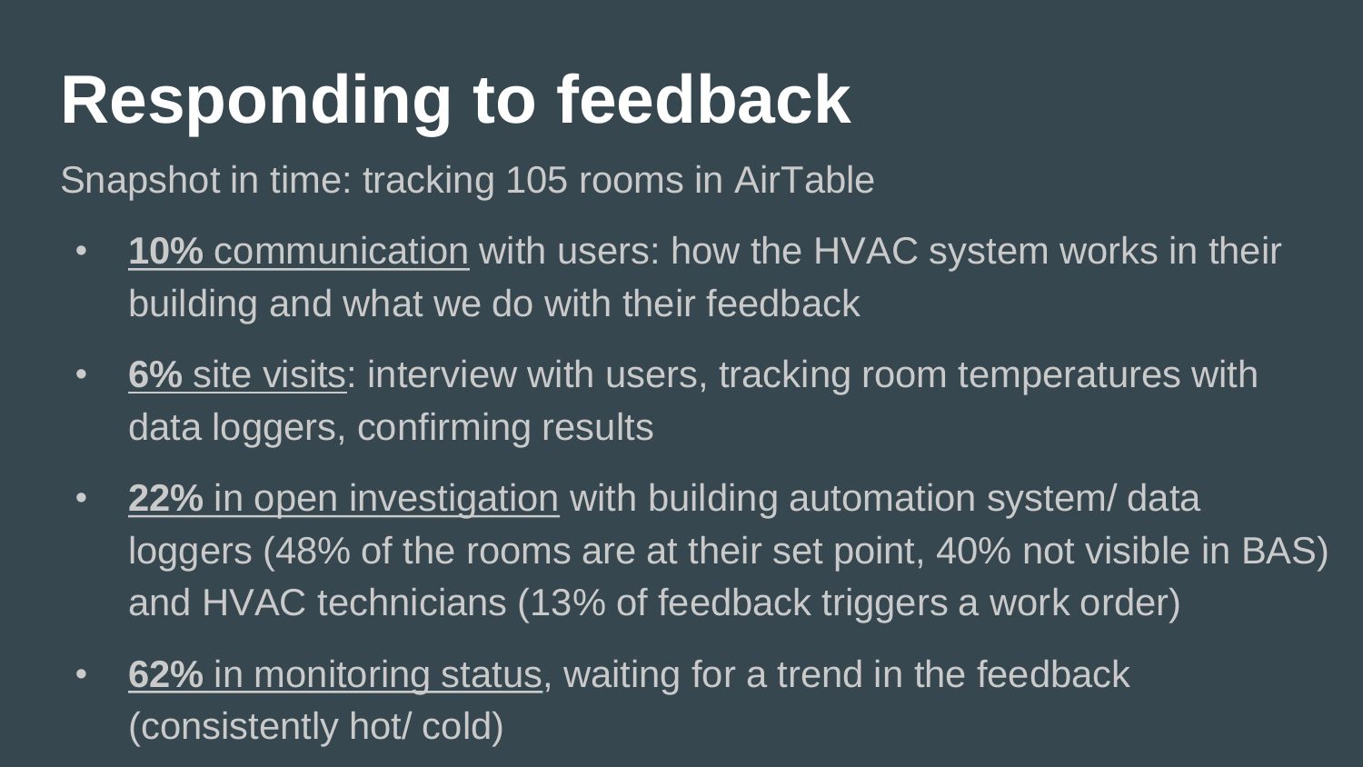# Responding to feedback

Snapshot in time: tracking 105 rooms in AirTable

- **10%** communication with users: how the HVAC system works in their building and what we do with their feedback
- **6%** site visits: interview with users, tracking room temperatures with data loggers, confirming results
- **22%** in open investigation with building automation system/ data loggers (48% of the rooms are at their set point, 40% not visible in BAS) and HVAC technicians (13% of feedback triggers a work order)
- **62%** in monitoring status, waiting for a trend in the feedback (consistently hot/ cold)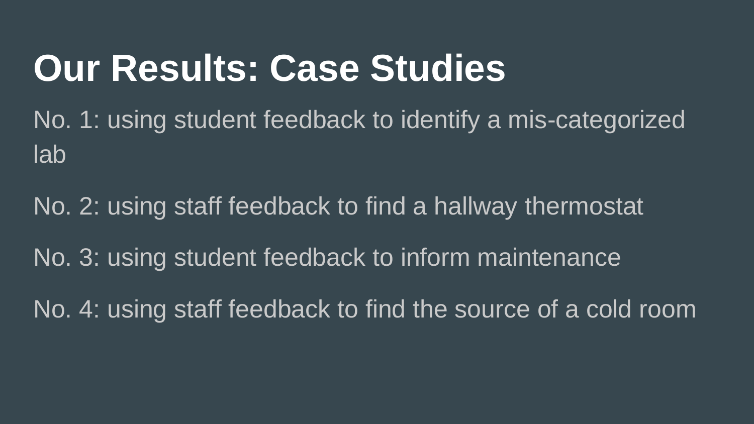# Our Results: Case Studies

No. 1: using student feedback to identify a mis-categorized lab

No. 2: using staff feedback to find a hallway thermostat

No. 3: using student feedback to inform maintenance

No. 4: using staff feedback to find the source of a cold room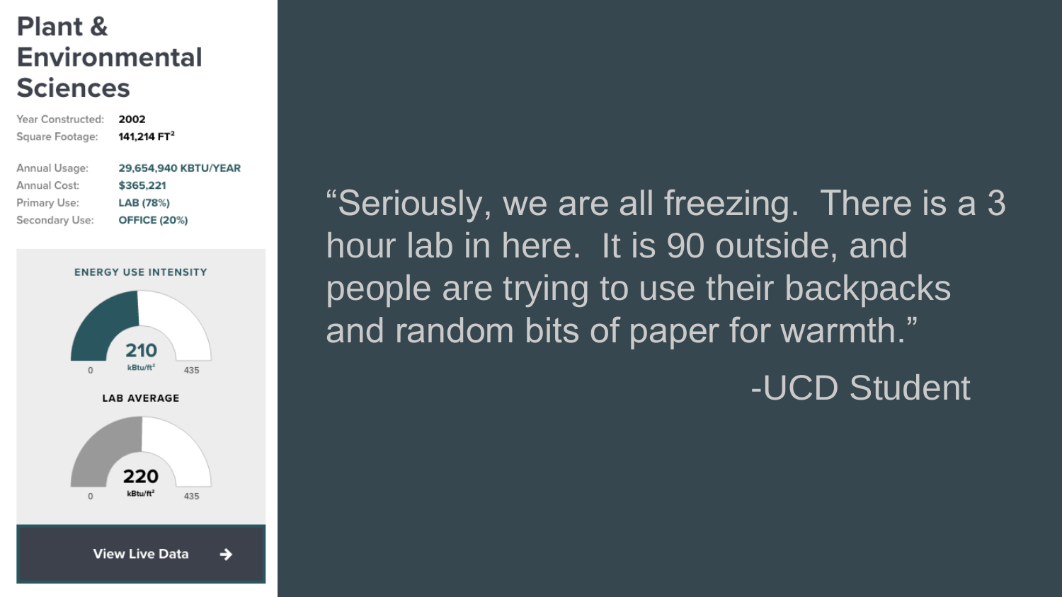# Plant & Environmental Sciences

| | |
|---|---|
| Year Constructed: | 2002 |
| Square Footage: | 141,214 FT$^2$ |
| Annual Usage: | 29,654,940 KBTU/YEAR |
| Annual Cost: | $365,221 |
| Primary Use: | LAB (78%) |
| Secondary Use: | OFFICE (20%) |

**ENERGY USE INTENSITY**

210 kBtu/ft$^2$ (scale 0–435)

**LAB AVERAGE**

220 kBtu/ft$^2$ (scale 0–435)

View Live Data →

"Seriously, we are all freezing. There is a 3 hour lab in here. It is 90 outside, and people are trying to use their backpacks and random bits of paper for warmth."

-UCD Student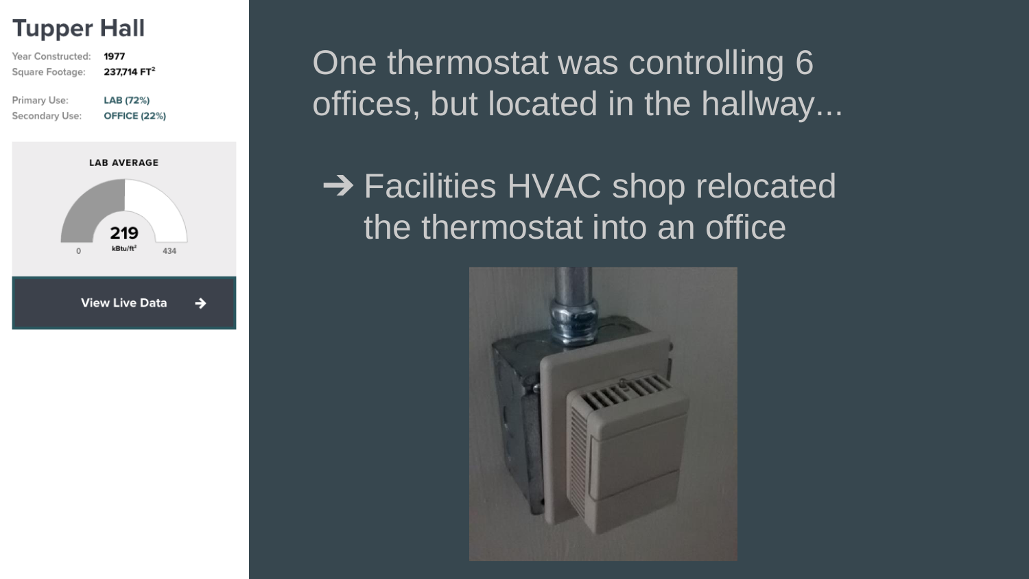# Tupper Hall

Year Constructed: 1977
Square Footage: 237,714 FT$^2$

Primary Use: LAB (72%)
Secondary Use: OFFICE (22%)

LAB AVERAGE

219 kBtu/ft$^2$

0 434

View Live Data →

One thermostat was controlling 6 offices, but located in the hallway...

➔ Facilities HVAC shop relocated the thermostat into an office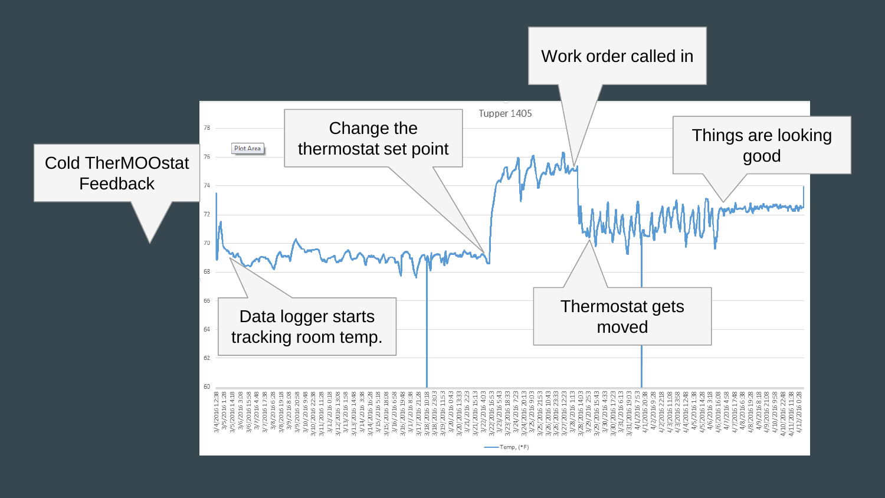# Cold TherMOOstat Feedback

**Tupper 1405**

- Data logger starts tracking room temp.
- Change the thermostat set point
- Work order called in
- Thermostat gets moved
- Things are looking good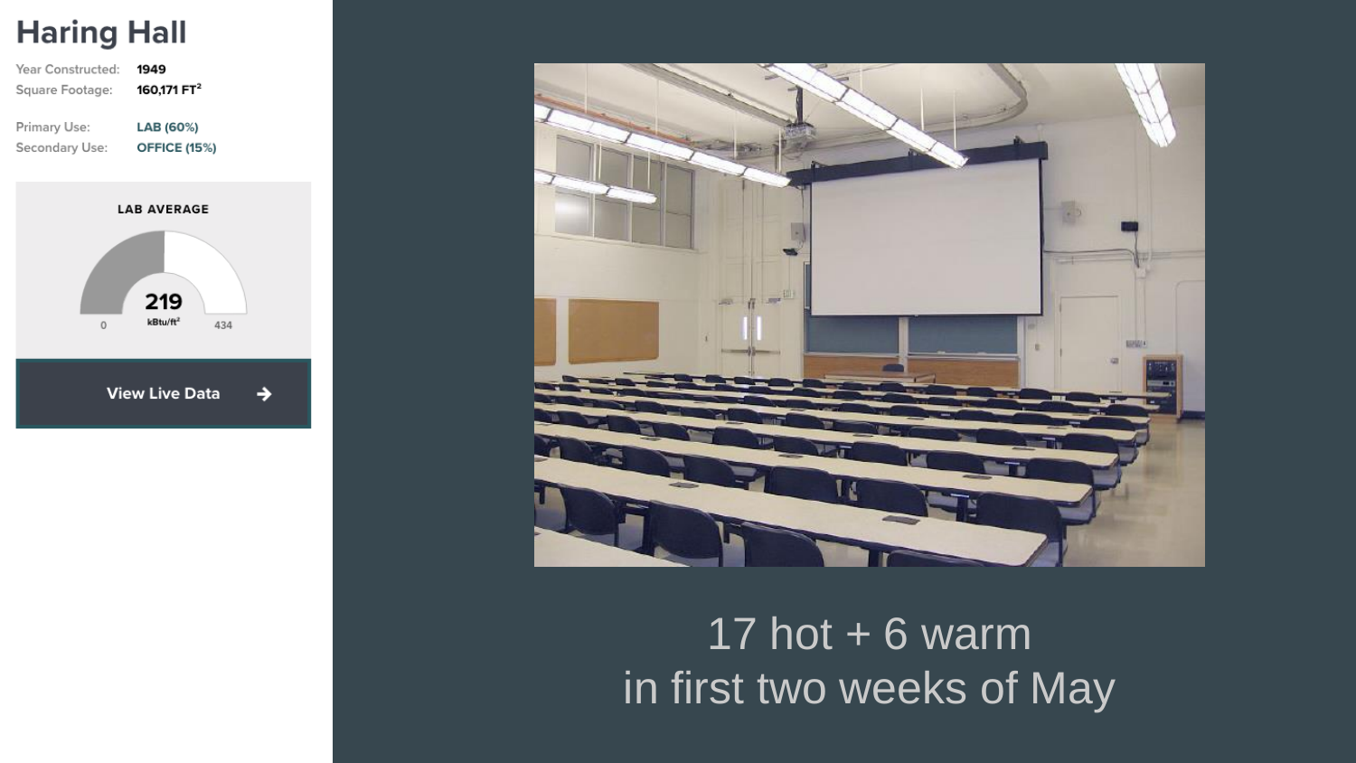# Haring Hall

Year Constructed: 1949
Square Footage: 160,171 FT$^2$

Primary Use: LAB (60%)
Secondary Use: OFFICE (15%)

**LAB AVERAGE**

219 kBtu/ft$^2$

0 — 434

View Live Data →

17 hot + 6 warm
in first two weeks of May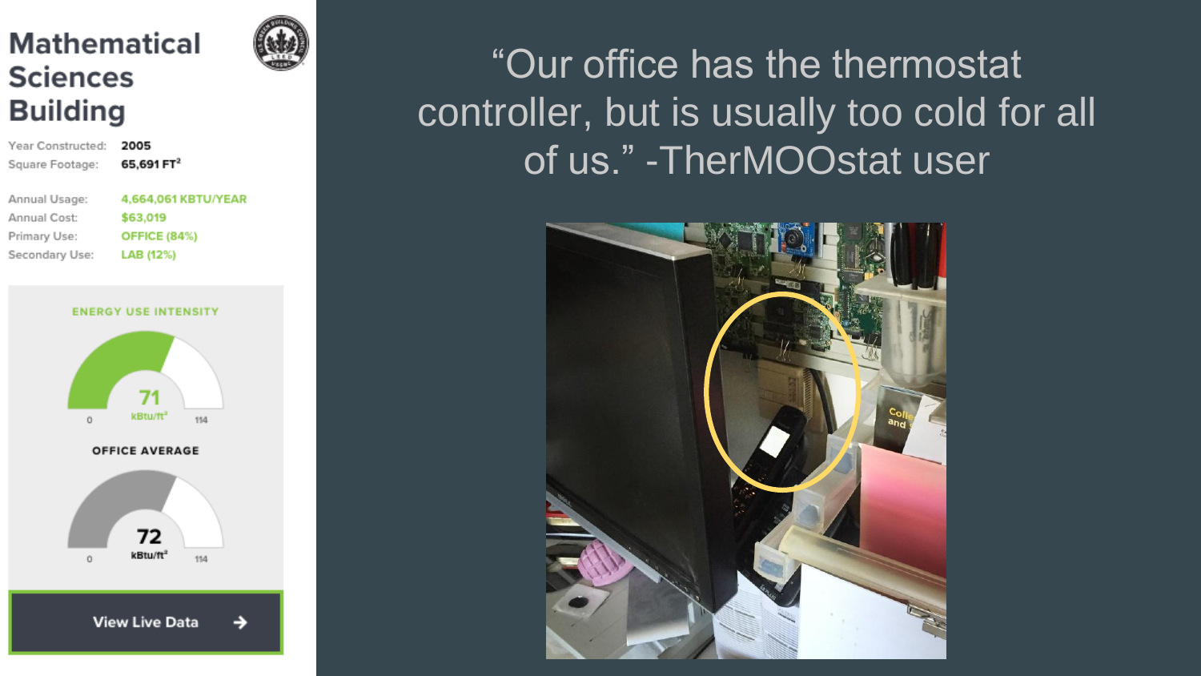# Mathematical Sciences Building

Year Constructed: 2005
Square Footage: 65,691 FT²

Annual Usage: 4,664,061 KBTU/YEAR
Annual Cost: $63,019
Primary Use: OFFICE (84%)
Secondary Use: LAB (12%)

ENERGY USE INTENSITY

71 kBtu/ft² (0 – 114)

OFFICE AVERAGE

72 kBtu/ft² (0 – 114)

View Live Data →

"Our office has the thermostat controller, but is usually too cold for all of us." -TherMOOstat user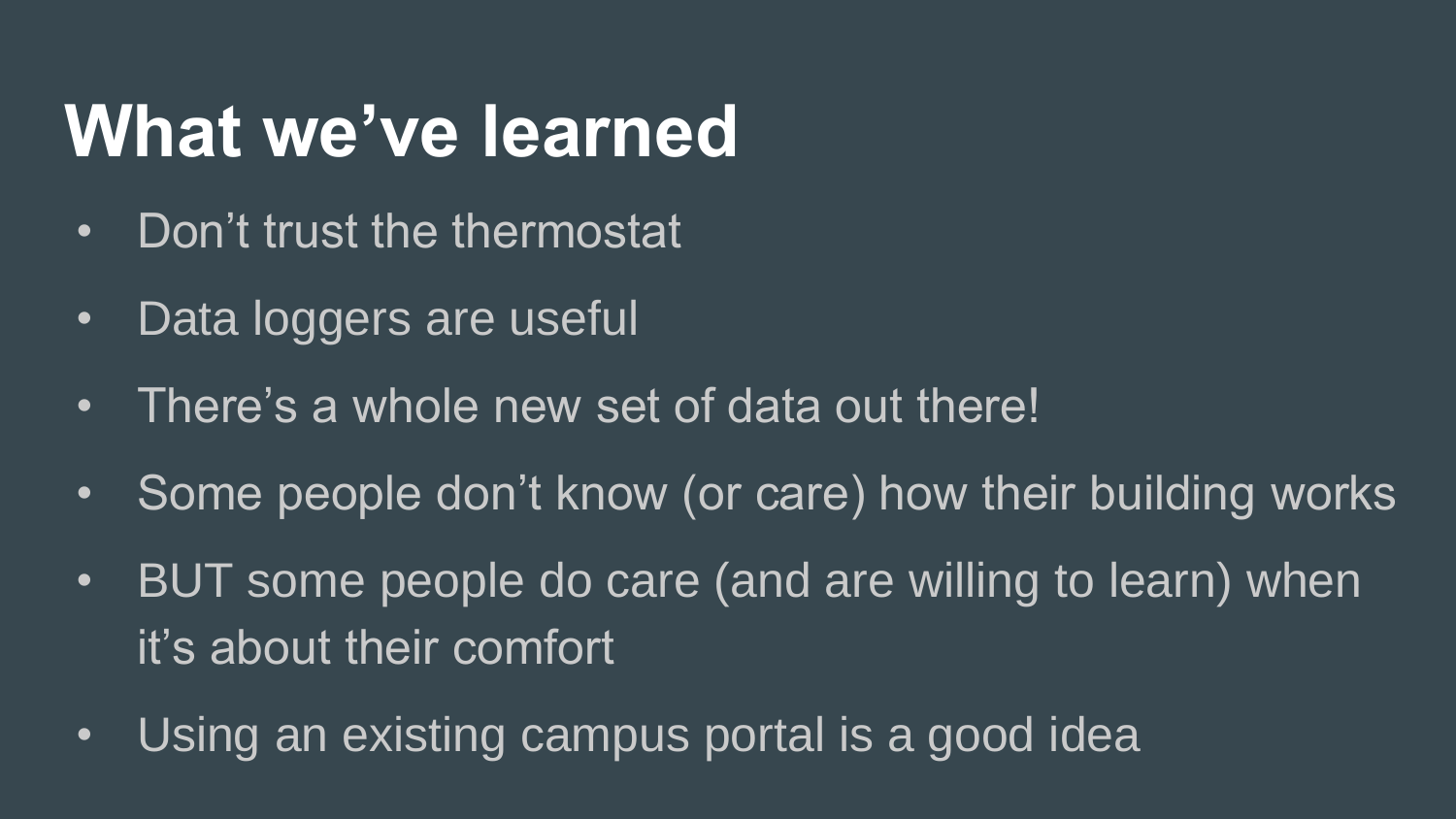# What we've learned

- Don't trust the thermostat
- Data loggers are useful
- There's a whole new set of data out there!
- Some people don't know (or care) how their building works
- BUT some people do care (and are willing to learn) when it's about their comfort
- Using an existing campus portal is a good idea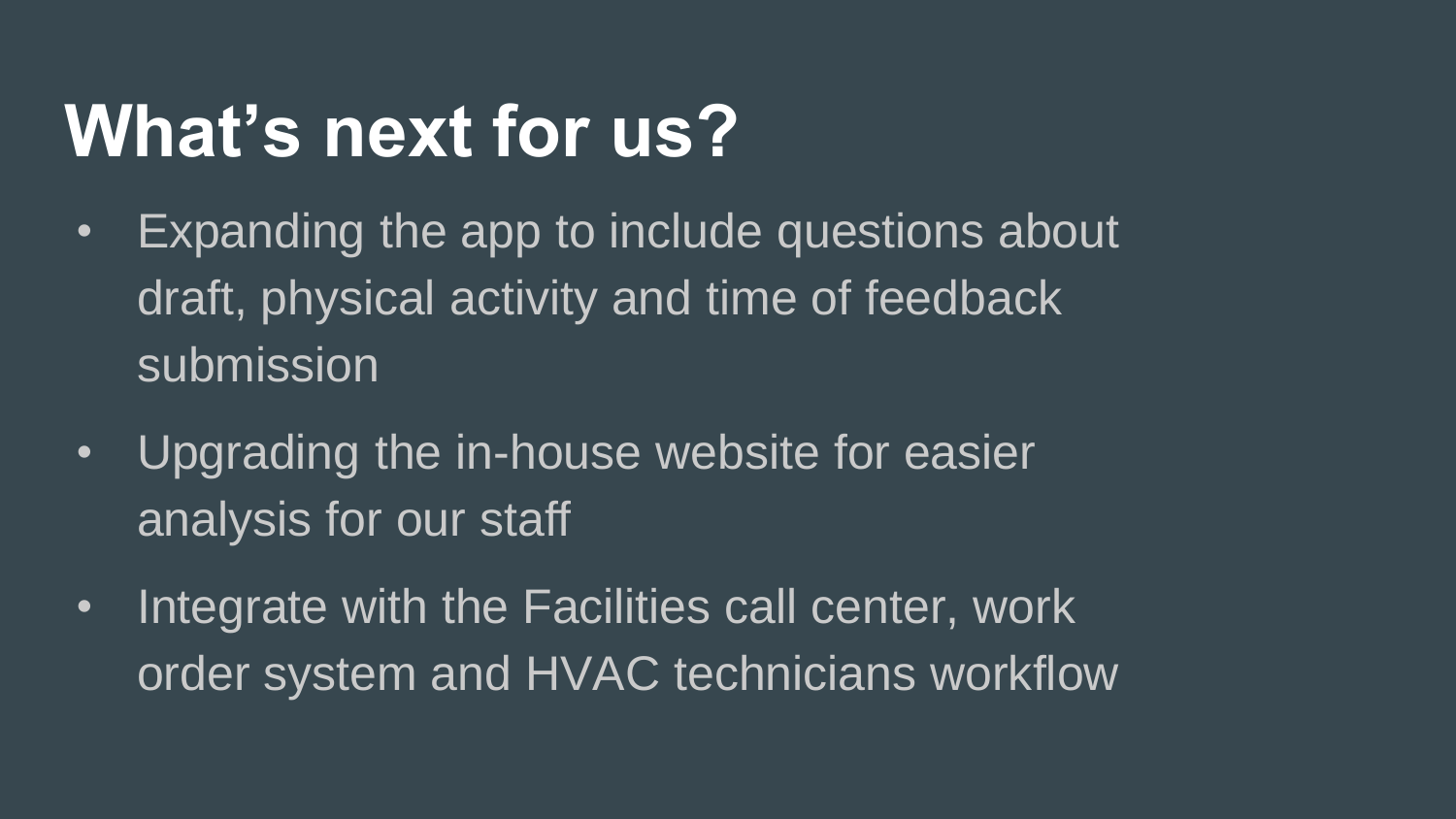# What's next for us?

- Expanding the app to include questions about draft, physical activity and time of feedback submission
- Upgrading the in-house website for easier analysis for our staff
- Integrate with the Facilities call center, work order system and HVAC technicians workflow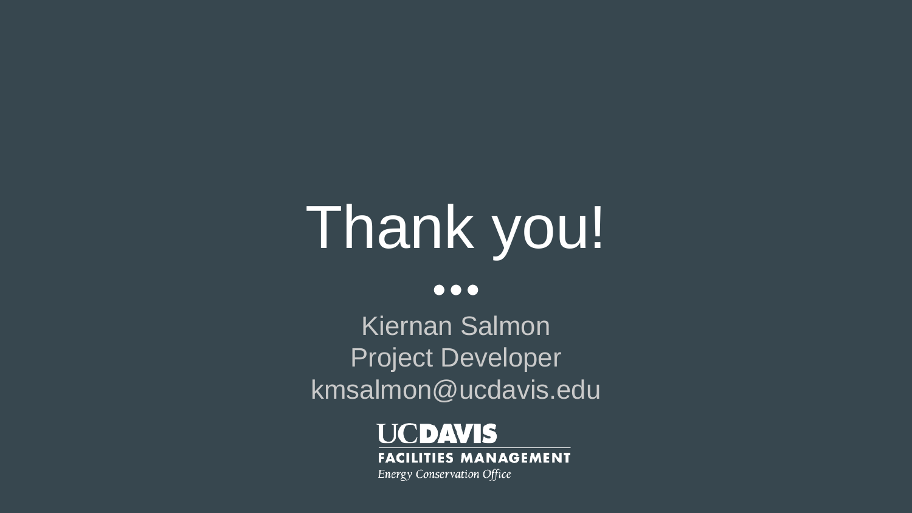# Thank you!

•••

Kiernan Salmon
Project Developer
kmsalmon@ucdavis.edu

UCDAVIS
FACILITIES MANAGEMENT
*Energy Conservation Office*